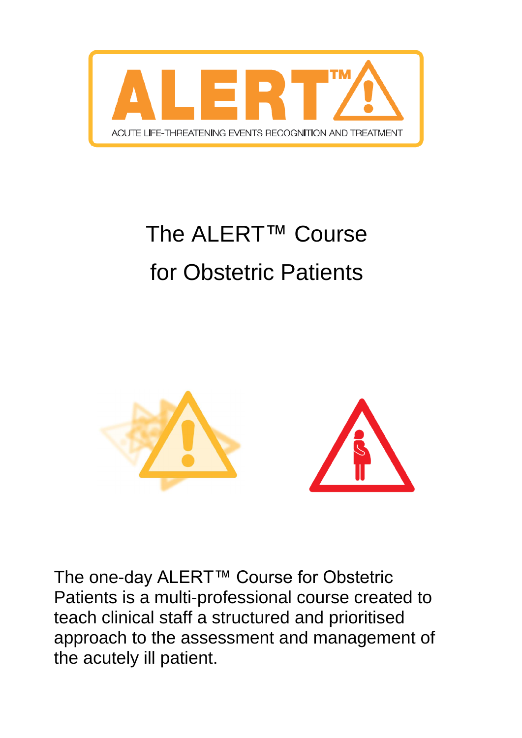# ALERT™

ACUTE LIFE-THREATENING EVENTS RECOGNITION AND TREATMENT

## The ALERT™ Course for Obstetric Patients

The one-day ALERT™ Course for Obstetric Patients is a multi-professional course created to teach clinical staff a structured and prioritised approach to the assessment and management of the acutely ill patient.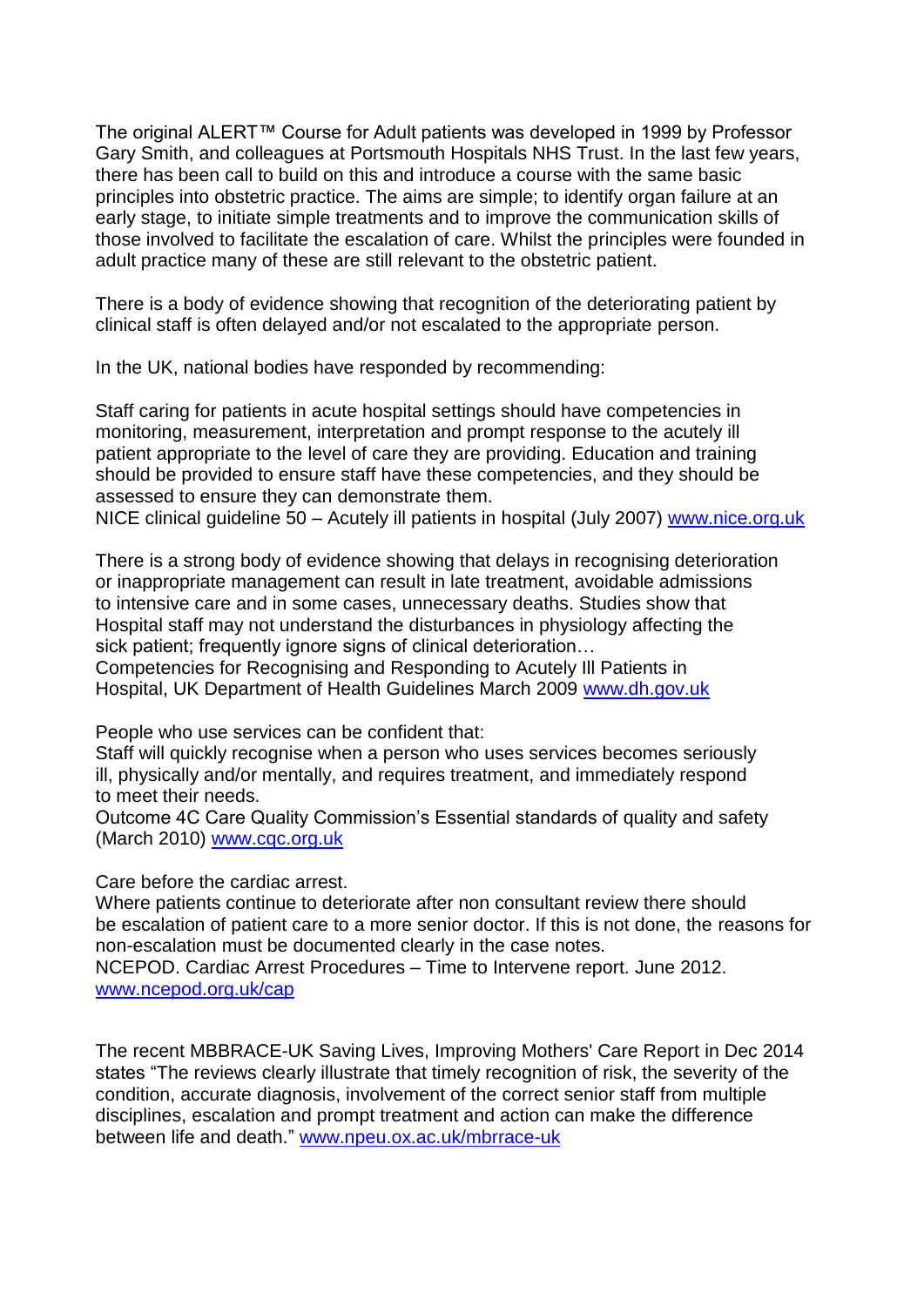The original ALERT™ Course for Adult patients was developed in 1999 by Professor Gary Smith, and colleagues at Portsmouth Hospitals NHS Trust. In the last few years, there has been call to build on this and introduce a course with the same basic principles into obstetric practice. The aims are simple; to identify organ failure at an early stage, to initiate simple treatments and to improve the communication skills of those involved to facilitate the escalation of care. Whilst the principles were founded in adult practice many of these are still relevant to the obstetric patient.

There is a body of evidence showing that recognition of the deteriorating patient by clinical staff is often delayed and/or not escalated to the appropriate person.

In the UK, national bodies have responded by recommending:

Staff caring for patients in acute hospital settings should have competencies in monitoring, measurement, interpretation and prompt response to the acutely ill patient appropriate to the level of care they are providing. Education and training should be provided to ensure staff have these competencies, and they should be assessed to ensure they can demonstrate them.
NICE clinical guideline 50 – Acutely ill patients in hospital (July 2007) www.nice.org.uk

There is a strong body of evidence showing that delays in recognising deterioration or inappropriate management can result in late treatment, avoidable admissions to intensive care and in some cases, unnecessary deaths. Studies show that Hospital staff may not understand the disturbances in physiology affecting the sick patient; frequently ignore signs of clinical deterioration…
Competencies for Recognising and Responding to Acutely Ill Patients in Hospital, UK Department of Health Guidelines March 2009 www.dh.gov.uk

People who use services can be confident that:
Staff will quickly recognise when a person who uses services becomes seriously ill, physically and/or mentally, and requires treatment, and immediately respond to meet their needs.
Outcome 4C Care Quality Commission's Essential standards of quality and safety (March 2010) www.cqc.org.uk

Care before the cardiac arrest.
Where patients continue to deteriorate after non consultant review there should be escalation of patient care to a more senior doctor. If this is not done, the reasons for non-escalation must be documented clearly in the case notes.
NCEPOD. Cardiac Arrest Procedures – Time to Intervene report. June 2012. www.ncepod.org.uk/cap

The recent MBBRACE-UK Saving Lives, Improving Mothers' Care Report in Dec 2014 states "The reviews clearly illustrate that timely recognition of risk, the severity of the condition, accurate diagnosis, involvement of the correct senior staff from multiple disciplines, escalation and prompt treatment and action can make the difference between life and death." www.npeu.ox.ac.uk/mbrrace-uk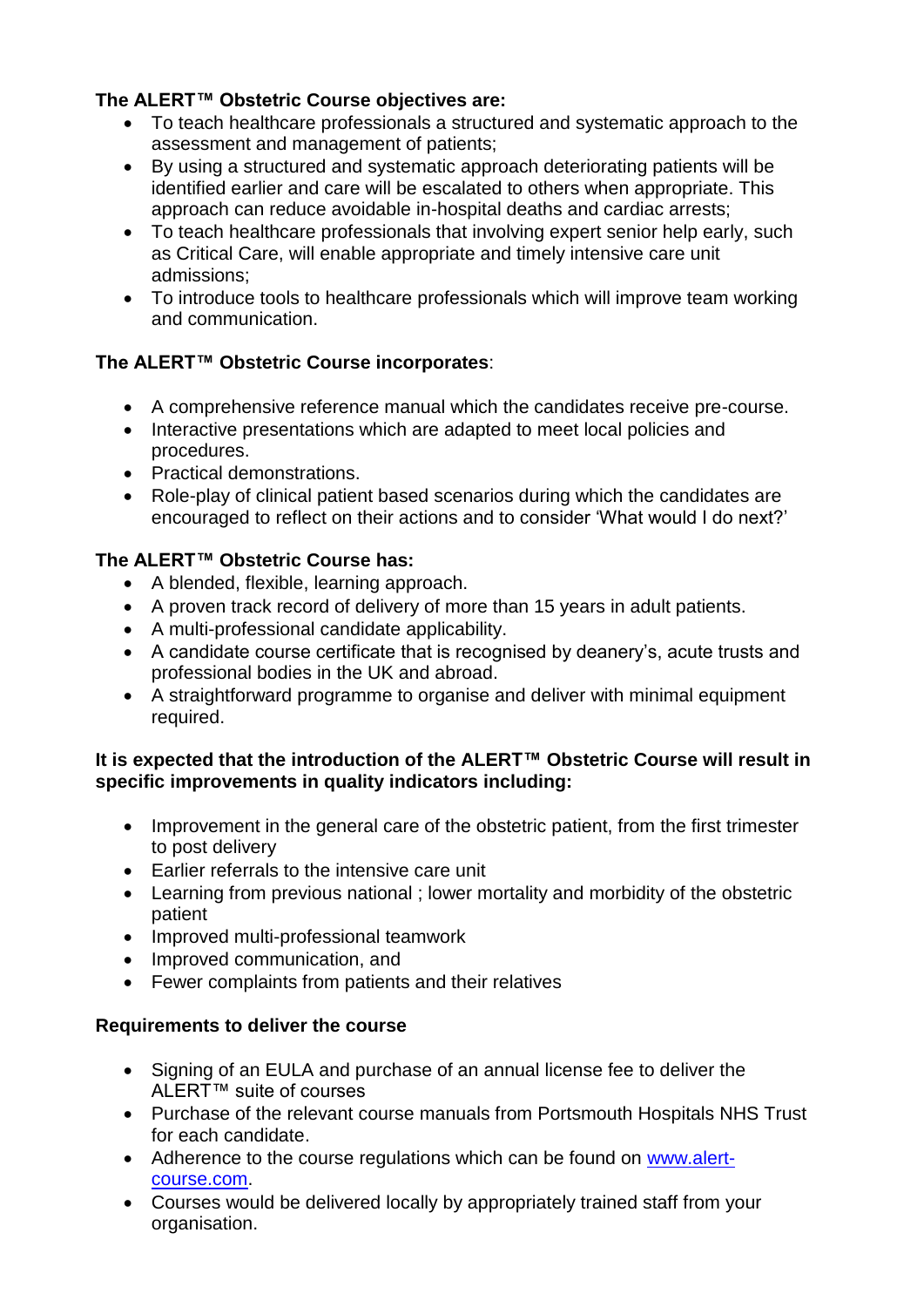**The ALERT™ Obstetric Course objectives are:**

- To teach healthcare professionals a structured and systematic approach to the assessment and management of patients;
- By using a structured and systematic approach deteriorating patients will be identified earlier and care will be escalated to others when appropriate. This approach can reduce avoidable in-hospital deaths and cardiac arrests;
- To teach healthcare professionals that involving expert senior help early, such as Critical Care, will enable appropriate and timely intensive care unit admissions;
- To introduce tools to healthcare professionals which will improve team working and communication.

**The ALERT™ Obstetric Course incorporates**:

- A comprehensive reference manual which the candidates receive pre-course.
- Interactive presentations which are adapted to meet local policies and procedures.
- Practical demonstrations.
- Role-play of clinical patient based scenarios during which the candidates are encouraged to reflect on their actions and to consider 'What would I do next?'

**The ALERT™ Obstetric Course has:**

- A blended, flexible, learning approach.
- A proven track record of delivery of more than 15 years in adult patients.
- A multi-professional candidate applicability.
- A candidate course certificate that is recognised by deanery's, acute trusts and professional bodies in the UK and abroad.
- A straightforward programme to organise and deliver with minimal equipment required.

**It is expected that the introduction of the ALERT™ Obstetric Course will result in specific improvements in quality indicators including:**

- Improvement in the general care of the obstetric patient, from the first trimester to post delivery
- Earlier referrals to the intensive care unit
- Learning from previous national ; lower mortality and morbidity of the obstetric patient
- Improved multi-professional teamwork
- Improved communication, and
- Fewer complaints from patients and their relatives

**Requirements to deliver the course**

- Signing of an EULA and purchase of an annual license fee to deliver the ALERT™ suite of courses
- Purchase of the relevant course manuals from Portsmouth Hospitals NHS Trust for each candidate.
- Adherence to the course regulations which can be found on [www.alert-course.com](http://www.alert-course.com).
- Courses would be delivered locally by appropriately trained staff from your organisation.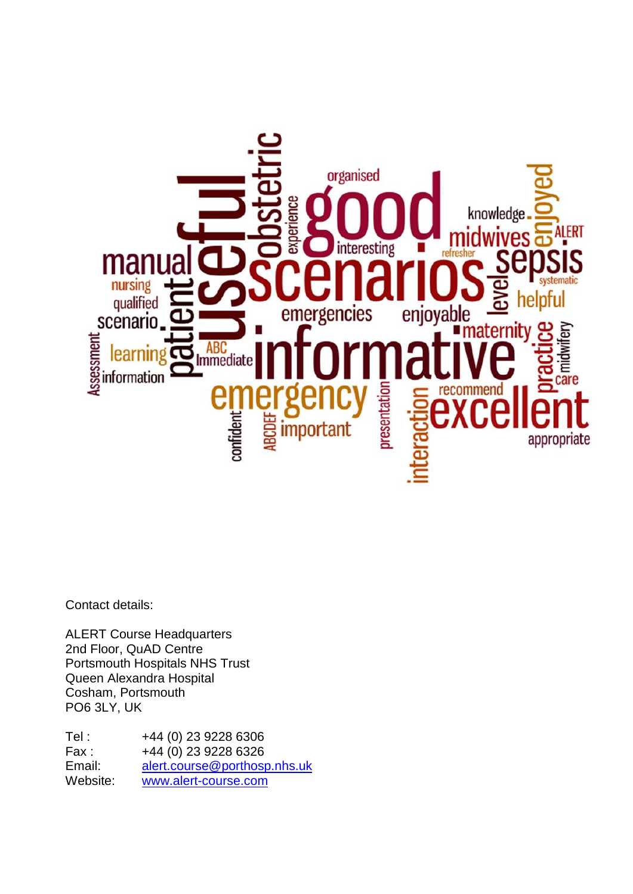obstetric
organised
good
experience
knowledge
enjoyed
midwives
ALERT
manual
useful
interesting
refresher
scenarios
sepsis
nursing
systematic
qualified
patient
level
helpful
scenario
emergencies
enjoyable
maternity
practice
midwifery
Assessment
learning
ABC
Immediate
informative
information
care
emergency
recommend
presentation
confident
ABCDEF
important
interaction
excellent
appropriate

Contact details:

ALERT Course Headquarters
2nd Floor, QuAD Centre
Portsmouth Hospitals NHS Trust
Queen Alexandra Hospital
Cosham, Portsmouth
PO6 3LY, UK

| | |
|---|---|
| Tel : | +44 (0) 23 9228 6306 |
| Fax : | +44 (0) 23 9228 6326 |
| Email: | alert.course@porthosp.nhs.uk |
| Website: | www.alert-course.com |